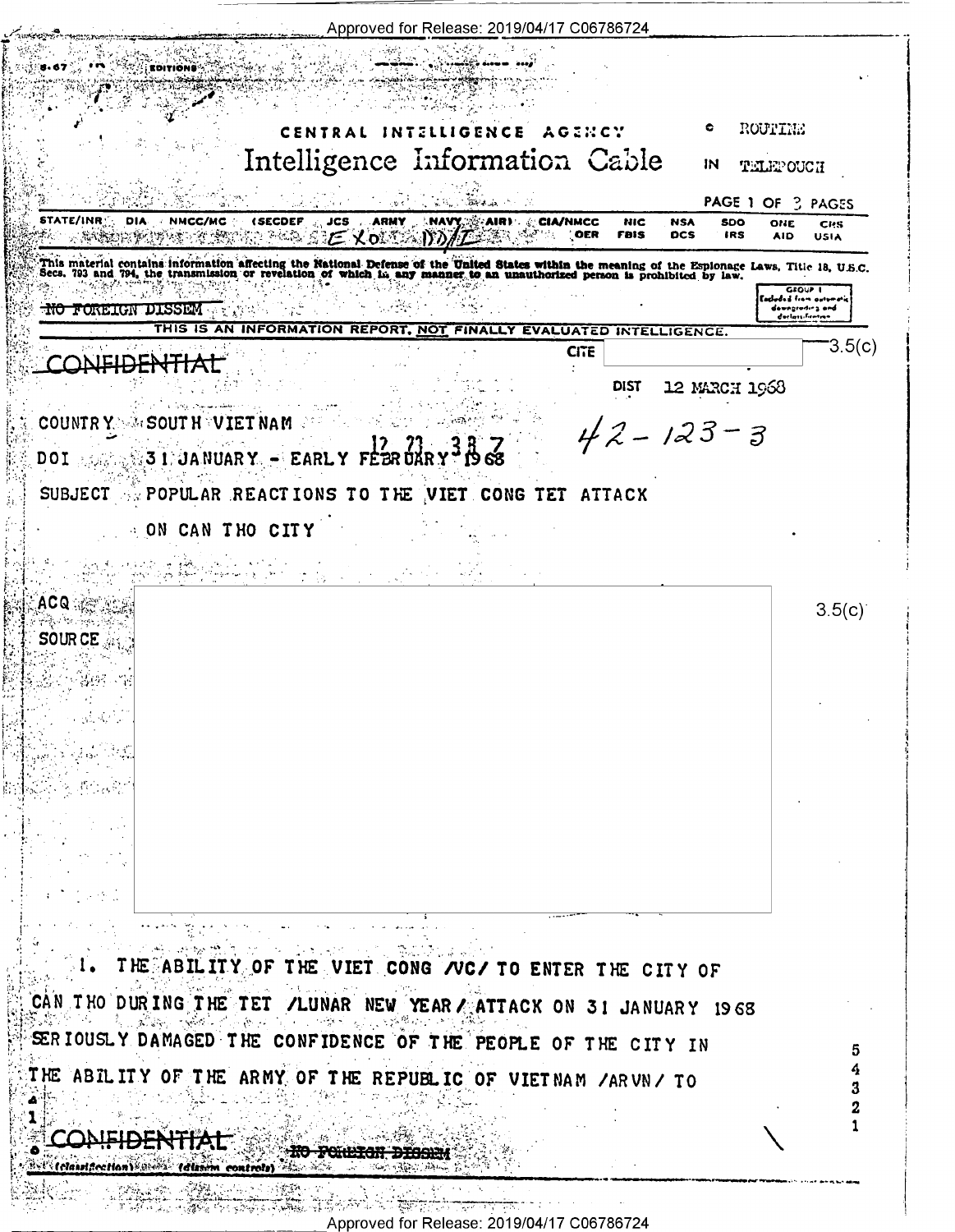CENTRAL INTELLIGENCE AGENCY

# Intelligence Information Cable

ROUTINE

IN TELEPOUCH

STATE/INR DIA NMCC/MC (SECDEF JCS ARMY NAVY AIR) CIA/NMCC NIC NSA SDO ONE CRS OER FBIS DCS IRS AID USIA

EXO DD/I

This material contains information affecting the National Defense of the United States within the meaning of the Espionage Laws, Title 18, U.S.C. Secs. 793 and 794, the transmission or revelation of which in any manner to an unauthorized person is prohibited by law.

GROUP 1 Excluded from automatic downgrading and declassification

~~NO FOREIGN DISSEM~~

THIS IS AN INFORMATION REPORT, NOT FINALLY EVALUATED INTELLIGENCE.

~~CONFIDENTIAL~~

CITE 3.5(c)

DIST 12 MARCH 1968

COUNTRY SOUTH VIETNAM

42-123-3

DOI 31 JANUARY - EARLY FEBRUARY 1968

12 73 3 8 7

SUBJECT POPULAR REACTIONS TO THE VIET CONG TET ATTACK ON CAN THO CITY

ACQ 3.5(c)

SOURCE

1. THE ABILITY OF THE VIET CONG /VC/ TO ENTER THE CITY OF CAN THO DURING THE TET /LUNAR NEW YEAR/ ATTACK ON 31 JANUARY 1968 SERIOUSLY DAMAGED THE CONFIDENCE OF THE PEOPLE OF THE CITY IN THE ABILITY OF THE ARMY OF THE REPUBLIC OF VIETNAM /ARVN/ TO

~~CONFIDENTIAL~~ ~~NO FOREIGN DISSEM~~

(classification) (dissem controls)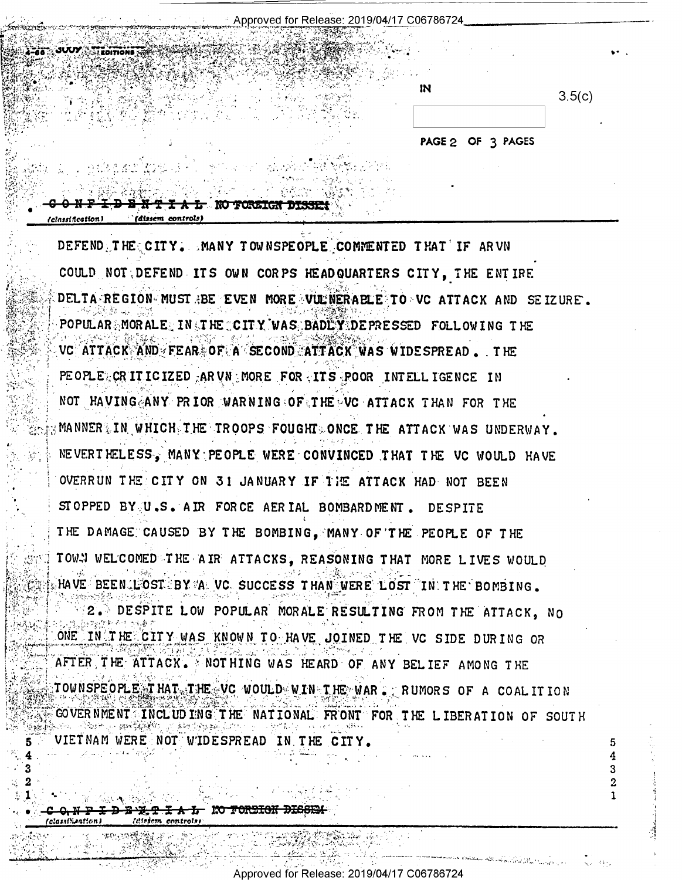CONFIDENTIAL NO FOREIGN DISSEM

DEFEND THE CITY. MANY TOWNSPEOPLE COMMENTED THAT IF ARVN COULD NOT DEFEND ITS OWN CORPS HEADQUARTERS CITY, THE ENTIRE DELTA REGION MUST BE EVEN MORE VULNERABLE TO VC ATTACK AND SEIZURE. POPULAR MORALE IN THE CITY WAS BADLY DEPRESSED FOLLOWING THE VC ATTACK AND FEAR OF A SECOND ATTACK WAS WIDESPREAD. THE PEOPLE CRITICIZED ARVN MORE FOR ITS POOR INTELLIGENCE IN NOT HAVING ANY PRIOR WARNING OF THE VC ATTACK THAN FOR THE MANNER IN WHICH THE TROOPS FOUGHT ONCE THE ATTACK WAS UNDERWAY. NEVERTHELESS, MANY PEOPLE WERE CONVINCED THAT THE VC WOULD HAVE OVERRUN THE CITY ON 31 JANUARY IF THE ATTACK HAD NOT BEEN STOPPED BY U.S. AIR FORCE AERIAL BOMBARDMENT. DESPITE THE DAMAGE CAUSED BY THE BOMBING, MANY OF THE PEOPLE OF THE TOWN WELCOMED THE AIR ATTACKS, REASONING THAT MORE LIVES WOULD HAVE BEEN LOST BY A VC SUCCESS THAN WERE LOST IN THE BOMBING.

2. DESPITE LOW POPULAR MORALE RESULTING FROM THE ATTACK, NO ONE IN THE CITY WAS KNOWN TO HAVE JOINED THE VC SIDE DURING OR AFTER THE ATTACK. NOTHING WAS HEARD OF ANY BELIEF AMONG THE TOWNSPEOPLE THAT THE VC WOULD WIN THE WAR. RUMORS OF A COALITION GOVERNMENT INCLUDING THE NATIONAL FRONT FOR THE LIBERATION OF SOUTH VIETNAM WERE NOT WIDESPREAD IN THE CITY.

CONFIDENTIAL NO FOREIGN DISSEM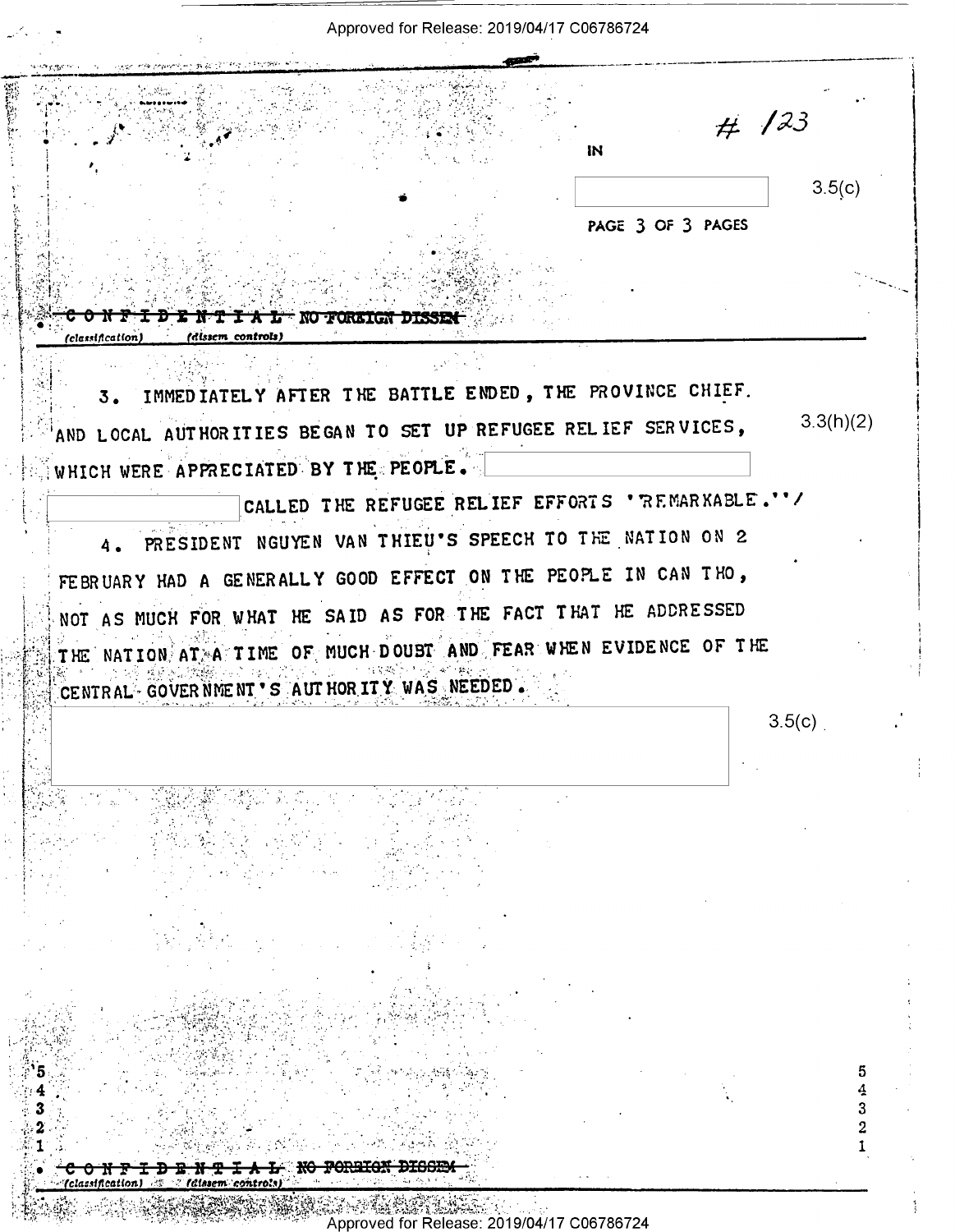\# 123

IN

3.5(c)

~~CONFIDENTIAL NO FOREIGN DISSEM~~
(classification) (dissem controls)

3. IMMEDIATELY AFTER THE BATTLE ENDED, THE PROVINCE CHIEF AND LOCAL AUTHORITIES BEGAN TO SET UP REFUGEE RELIEF SERVICES, WHICH WERE APPRECIATED BY THE PEOPLE. [redacted] CALLED THE REFUGEE RELIEF EFFORTS ''REMARKABLE.''/

3.3(h)(2)

4. PRESIDENT NGUYEN VAN THIEU'S SPEECH TO THE NATION ON 2 FEBRUARY HAD A GENERALLY GOOD EFFECT ON THE PEOPLE IN CAN THO, NOT AS MUCH FOR WHAT HE SAID AS FOR THE FACT THAT HE ADDRESSED THE NATION AT A TIME OF MUCH DOUBT AND FEAR WHEN EVIDENCE OF THE CENTRAL GOVERNMENT'S AUTHORITY WAS NEEDED.

[redacted]

3.5(c)

~~CONFIDENTIAL NO FOREIGN DISSEM~~
(classification) (dissem controls)